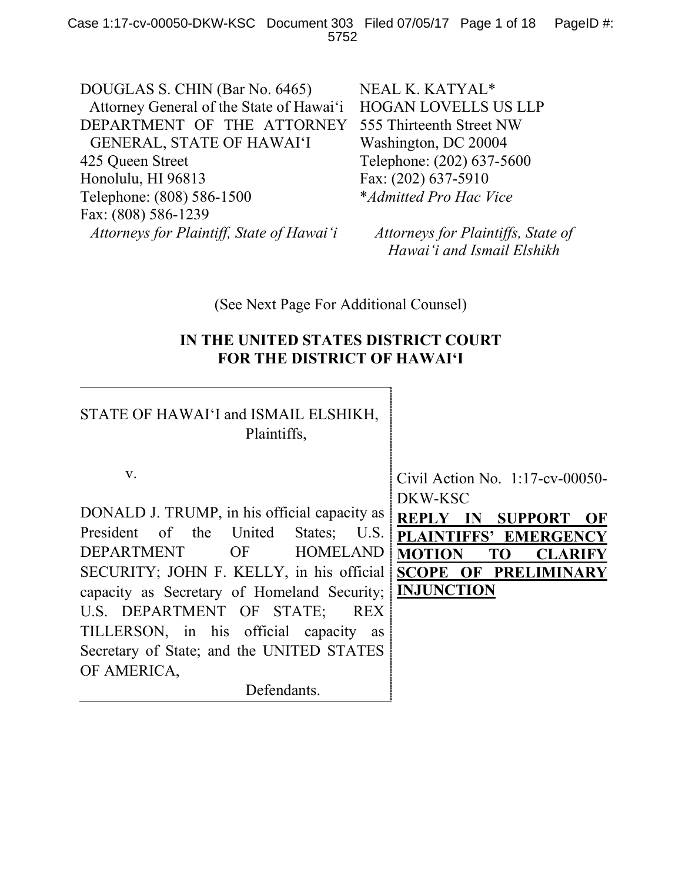DOUGLAS S. CHIN (Bar No. 6465)
Attorney General of the State of Hawai'i
DEPARTMENT OF THE ATTORNEY GENERAL, STATE OF HAWAI'I
425 Queen Street
Honolulu, HI 96813
Telephone: (808) 586-1500
Fax: (808) 586-1239
*Attorneys for Plaintiff, State of Hawai'i*

NEAL K. KATYAL*
HOGAN LOVELLS US LLP
555 Thirteenth Street NW
Washington, DC 20004
Telephone: (202) 637-5600
Fax: (202) 637-5910
**Admitted Pro Hac Vice*
*Attorneys for Plaintiffs, State of Hawai'i and Ismail Elshikh*

(See Next Page For Additional Counsel)

**IN THE UNITED STATES DISTRICT COURT FOR THE DISTRICT OF HAWAI'I**

STATE OF HAWAI'I and ISMAIL ELSHIKH,
Plaintiffs,

v.

DONALD J. TRUMP, in his official capacity as President of the United States; U.S. DEPARTMENT OF HOMELAND SECURITY; JOHN F. KELLY, in his official capacity as Secretary of Homeland Security; U.S. DEPARTMENT OF STATE; REX TILLERSON, in his official capacity as Secretary of State; and the UNITED STATES OF AMERICA,
Defendants.

Civil Action No. 1:17-cv-00050-DKW-KSC

**REPLY IN SUPPORT OF PLAINTIFFS' EMERGENCY MOTION TO CLARIFY SCOPE OF PRELIMINARY INJUNCTION**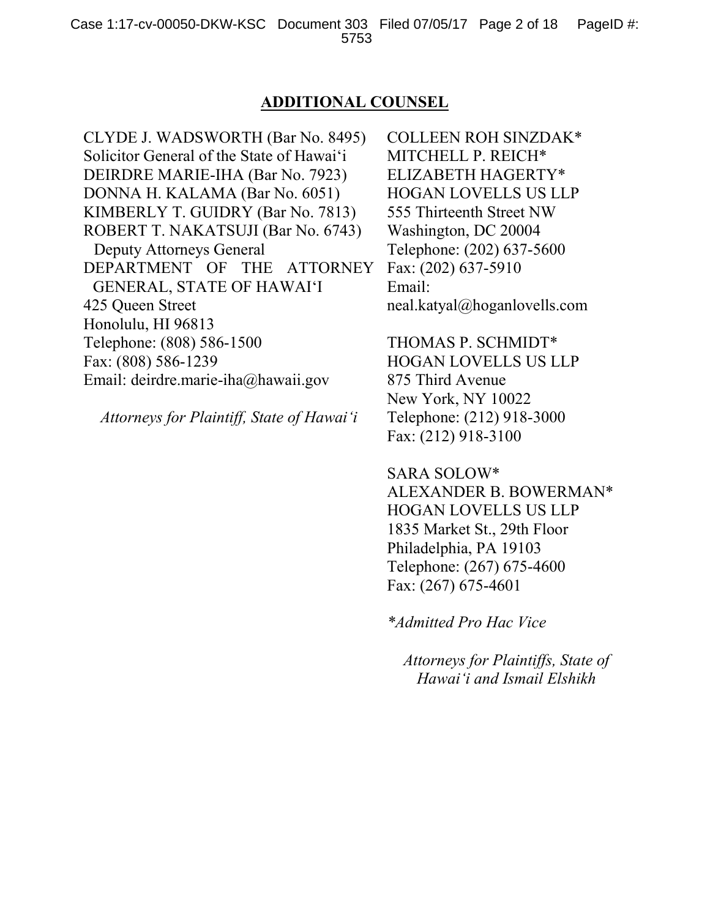**ADDITIONAL COUNSEL**

CLYDE J. WADSWORTH (Bar No. 8495)
Solicitor General of the State of Hawai'i
DEIRDRE MARIE-IHA (Bar No. 7923)
DONNA H. KALAMA (Bar No. 6051)
KIMBERLY T. GUIDRY (Bar No. 7813)
ROBERT T. NAKATSUJI (Bar No. 6743)
Deputy Attorneys General
DEPARTMENT OF THE ATTORNEY GENERAL, STATE OF HAWAI'I
425 Queen Street
Honolulu, HI 96813
Telephone: (808) 586-1500
Fax: (808) 586-1239
Email: deirdre.marie-iha@hawaii.gov

*Attorneys for Plaintiff, State of Hawai'i*

COLLEEN ROH SINZDAK*
MITCHELL P. REICH*
ELIZABETH HAGERTY*
HOGAN LOVELLS US LLP
555 Thirteenth Street NW
Washington, DC 20004
Telephone: (202) 637-5600
Fax: (202) 637-5910
Email:
neal.katyal@hoganlovells.com

THOMAS P. SCHMIDT*
HOGAN LOVELLS US LLP
875 Third Avenue
New York, NY 10022
Telephone: (212) 918-3000
Fax: (212) 918-3100

SARA SOLOW*
ALEXANDER B. BOWERMAN*
HOGAN LOVELLS US LLP
1835 Market St., 29th Floor
Philadelphia, PA 19103
Telephone: (267) 675-4600
Fax: (267) 675-4601

**Admitted Pro Hac Vice*

*Attorneys for Plaintiffs, State of Hawai'i and Ismail Elshikh*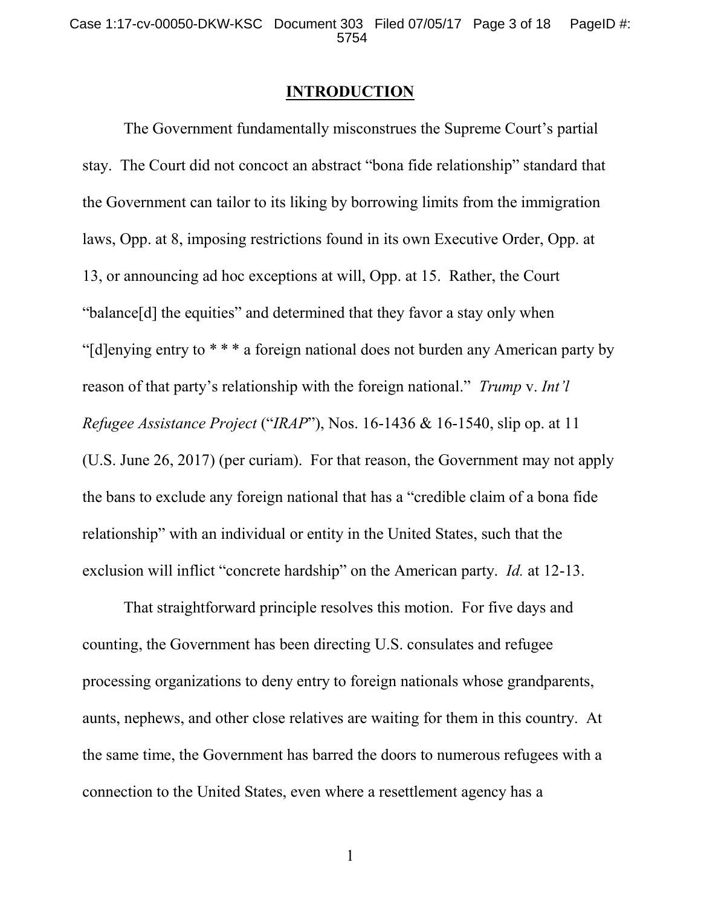## INTRODUCTION

The Government fundamentally misconstrues the Supreme Court's partial stay. The Court did not concoct an abstract "bona fide relationship" standard that the Government can tailor to its liking by borrowing limits from the immigration laws, Opp. at 8, imposing restrictions found in its own Executive Order, Opp. at 13, or announcing ad hoc exceptions at will, Opp. at 15. Rather, the Court "balance[d] the equities" and determined that they favor a stay only when "[d]enying entry to * * * a foreign national does not burden any American party by reason of that party's relationship with the foreign national." *Trump* v. *Int'l Refugee Assistance Project* ("*IRAP*"), Nos. 16-1436 & 16-1540, slip op. at 11 (U.S. June 26, 2017) (per curiam). For that reason, the Government may not apply the bans to exclude any foreign national that has a "credible claim of a bona fide relationship" with an individual or entity in the United States, such that the exclusion will inflict "concrete hardship" on the American party. *Id.* at 12-13.

That straightforward principle resolves this motion. For five days and counting, the Government has been directing U.S. consulates and refugee processing organizations to deny entry to foreign nationals whose grandparents, aunts, nephews, and other close relatives are waiting for them in this country. At the same time, the Government has barred the doors to numerous refugees with a connection to the United States, even where a resettlement agency has a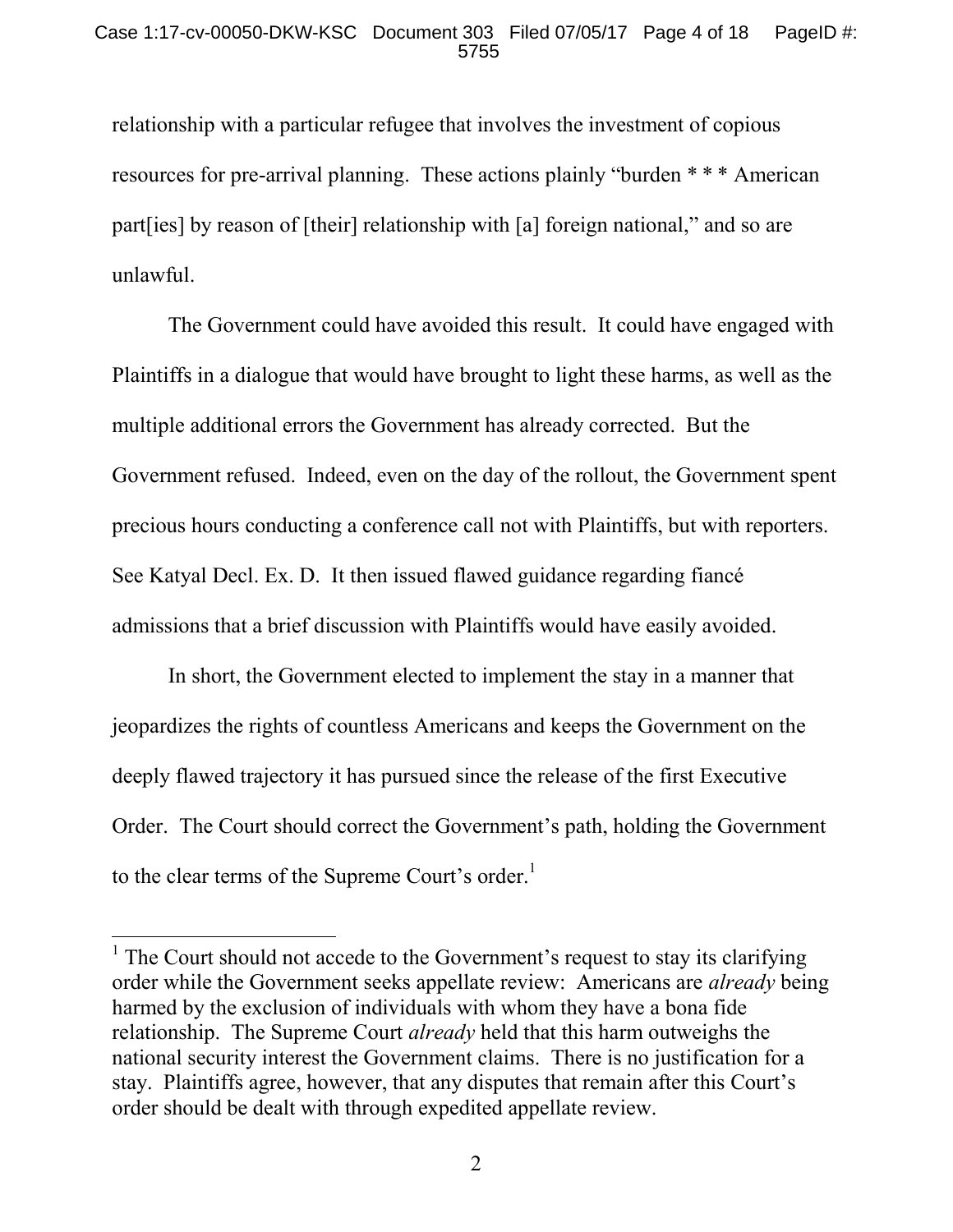relationship with a particular refugee that involves the investment of copious resources for pre-arrival planning. These actions plainly "burden * * * American part[ies] by reason of [their] relationship with [a] foreign national," and so are unlawful.

The Government could have avoided this result. It could have engaged with Plaintiffs in a dialogue that would have brought to light these harms, as well as the multiple additional errors the Government has already corrected. But the Government refused. Indeed, even on the day of the rollout, the Government spent precious hours conducting a conference call not with Plaintiffs, but with reporters. See Katyal Decl. Ex. D. It then issued flawed guidance regarding fiancé admissions that a brief discussion with Plaintiffs would have easily avoided.

In short, the Government elected to implement the stay in a manner that jeopardizes the rights of countless Americans and keeps the Government on the deeply flawed trajectory it has pursued since the release of the first Executive Order. The Court should correct the Government's path, holding the Government to the clear terms of the Supreme Court's order.[1]

---

[1] The Court should not accede to the Government's request to stay its clarifying order while the Government seeks appellate review: Americans are *already* being harmed by the exclusion of individuals with whom they have a bona fide relationship. The Supreme Court *already* held that this harm outweighs the national security interest the Government claims. There is no justification for a stay. Plaintiffs agree, however, that any disputes that remain after this Court's order should be dealt with through expedited appellate review.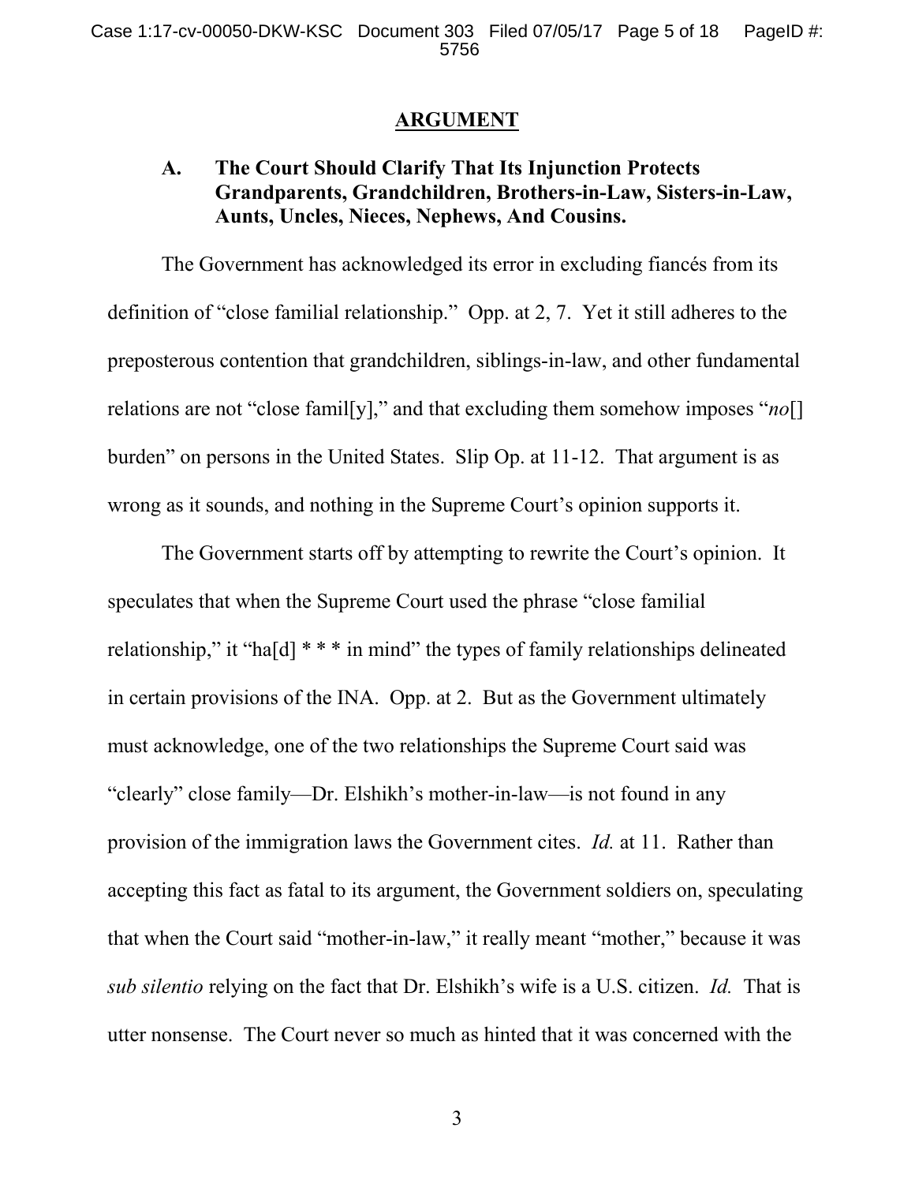## ARGUMENT

### A. The Court Should Clarify That Its Injunction Protects Grandparents, Grandchildren, Brothers-in-Law, Sisters-in-Law, Aunts, Uncles, Nieces, Nephews, And Cousins.

The Government has acknowledged its error in excluding fiancés from its definition of "close familial relationship." Opp. at 2, 7. Yet it still adheres to the preposterous contention that grandchildren, siblings-in-law, and other fundamental relations are not "close famil[y]," and that excluding them somehow imposes "*no*[] burden" on persons in the United States. Slip Op. at 11-12. That argument is as wrong as it sounds, and nothing in the Supreme Court's opinion supports it.

The Government starts off by attempting to rewrite the Court's opinion. It speculates that when the Supreme Court used the phrase "close familial relationship," it "ha[d] * * * in mind" the types of family relationships delineated in certain provisions of the INA. Opp. at 2. But as the Government ultimately must acknowledge, one of the two relationships the Supreme Court said was "clearly" close family—Dr. Elshikh's mother-in-law—is not found in any provision of the immigration laws the Government cites. *Id.* at 11. Rather than accepting this fact as fatal to its argument, the Government soldiers on, speculating that when the Court said "mother-in-law," it really meant "mother," because it was *sub silentio* relying on the fact that Dr. Elshikh's wife is a U.S. citizen. *Id.* That is utter nonsense. The Court never so much as hinted that it was concerned with the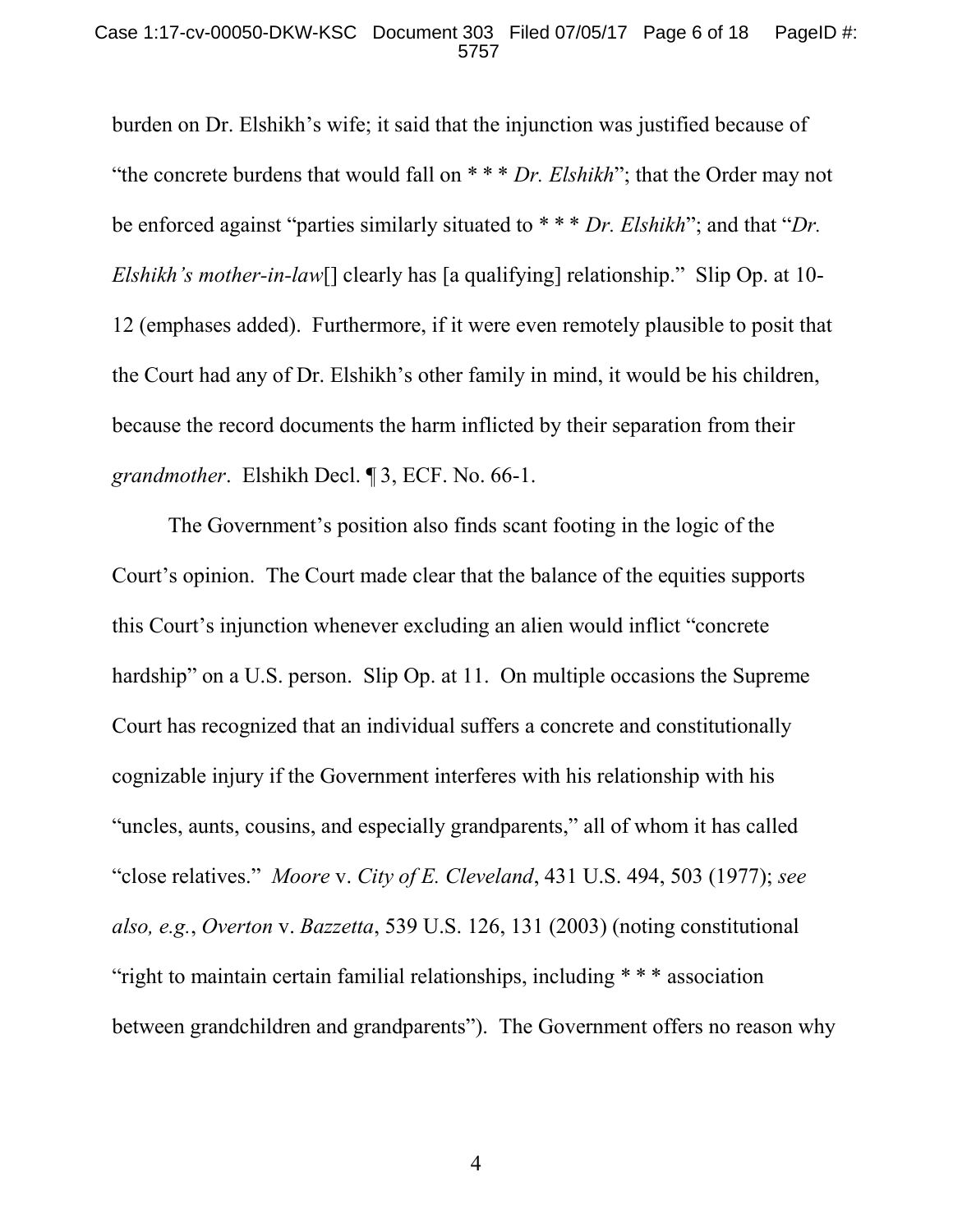burden on Dr. Elshikh's wife; it said that the injunction was justified because of "the concrete burdens that would fall on * * * *Dr. Elshikh*"; that the Order may not be enforced against "parties similarly situated to * * * *Dr. Elshikh*"; and that "*Dr. Elshikh's mother-in-law*[] clearly has [a qualifying] relationship." Slip Op. at 10-12 (emphases added). Furthermore, if it were even remotely plausible to posit that the Court had any of Dr. Elshikh's other family in mind, it would be his children, because the record documents the harm inflicted by their separation from their *grandmother*. Elshikh Decl. ¶ 3, ECF. No. 66-1.

The Government's position also finds scant footing in the logic of the Court's opinion. The Court made clear that the balance of the equities supports this Court's injunction whenever excluding an alien would inflict "concrete hardship" on a U.S. person. Slip Op. at 11. On multiple occasions the Supreme Court has recognized that an individual suffers a concrete and constitutionally cognizable injury if the Government interferes with his relationship with his "uncles, aunts, cousins, and especially grandparents," all of whom it has called "close relatives." *Moore* v. *City of E. Cleveland*, 431 U.S. 494, 503 (1977); *see also, e.g.*, *Overton* v. *Bazzetta*, 539 U.S. 126, 131 (2003) (noting constitutional "right to maintain certain familial relationships, including * * * association between grandchildren and grandparents"). The Government offers no reason why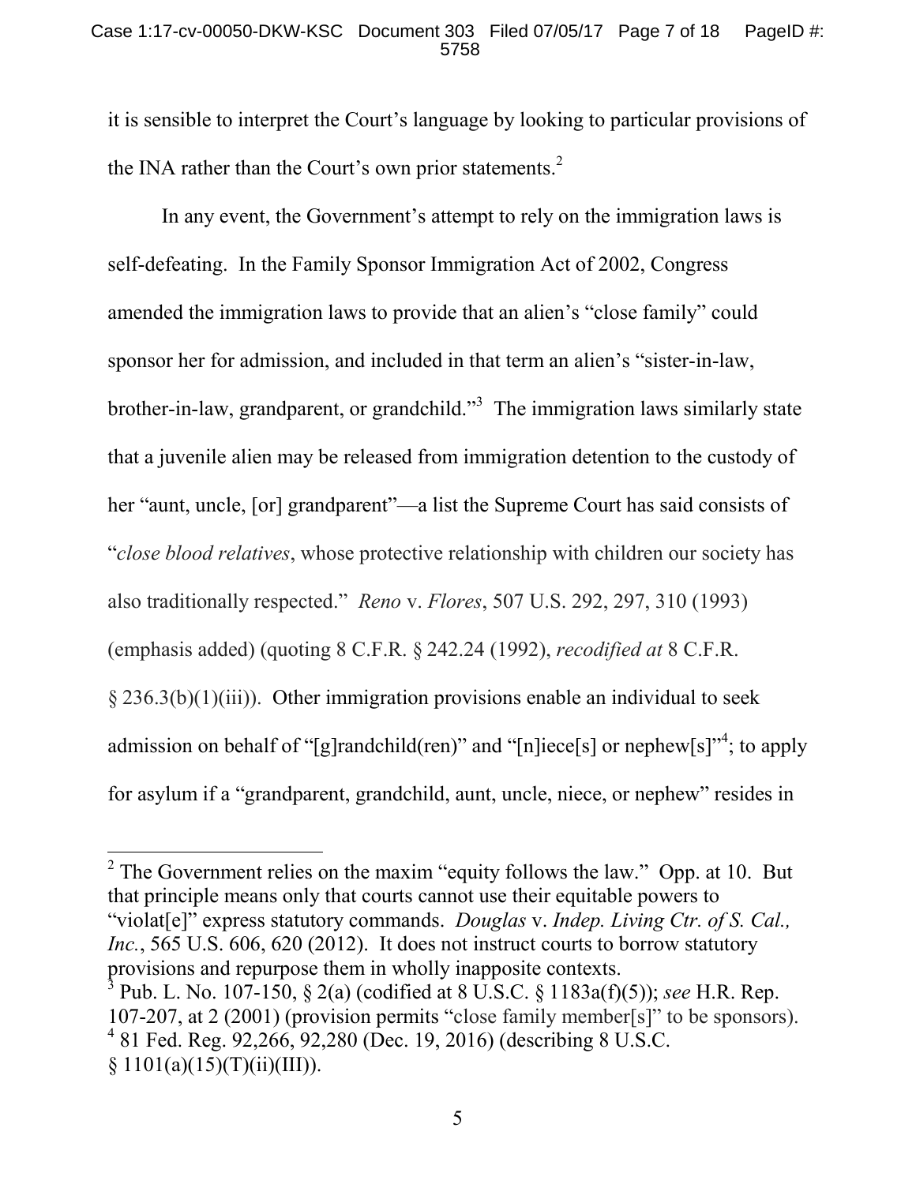it is sensible to interpret the Court's language by looking to particular provisions of the INA rather than the Court's own prior statements.[2]

In any event, the Government's attempt to rely on the immigration laws is self-defeating. In the Family Sponsor Immigration Act of 2002, Congress amended the immigration laws to provide that an alien's "close family" could sponsor her for admission, and included in that term an alien's "sister-in-law, brother-in-law, grandparent, or grandchild."[3] The immigration laws similarly state that a juvenile alien may be released from immigration detention to the custody of her "aunt, uncle, [or] grandparent"—a list the Supreme Court has said consists of "*close blood relatives*, whose protective relationship with children our society has also traditionally respected." *Reno* v. *Flores*, 507 U.S. 292, 297, 310 (1993) (emphasis added) (quoting 8 C.F.R. § 242.24 (1992), *recodified at* 8 C.F.R. § 236.3(b)(1)(iii)). Other immigration provisions enable an individual to seek admission on behalf of "[g]randchild(ren)" and "[n]iece[s] or nephew[s]"[4]; to apply for asylum if a "grandparent, grandchild, aunt, uncle, niece, or nephew" resides in

---

[2] The Government relies on the maxim "equity follows the law." Opp. at 10. But that principle means only that courts cannot use their equitable powers to "violat[e]" express statutory commands. *Douglas* v. *Indep. Living Ctr. of S. Cal., Inc.*, 565 U.S. 606, 620 (2012). It does not instruct courts to borrow statutory provisions and repurpose them in wholly inapposite contexts.

[3] Pub. L. No. 107-150, § 2(a) (codified at 8 U.S.C. § 1183a(f)(5)); *see* H.R. Rep. 107-207, at 2 (2001) (provision permits "close family member[s]" to be sponsors).

[4] 81 Fed. Reg. 92,266, 92,280 (Dec. 19, 2016) (describing 8 U.S.C. § 1101(a)(15)(T)(ii)(III)).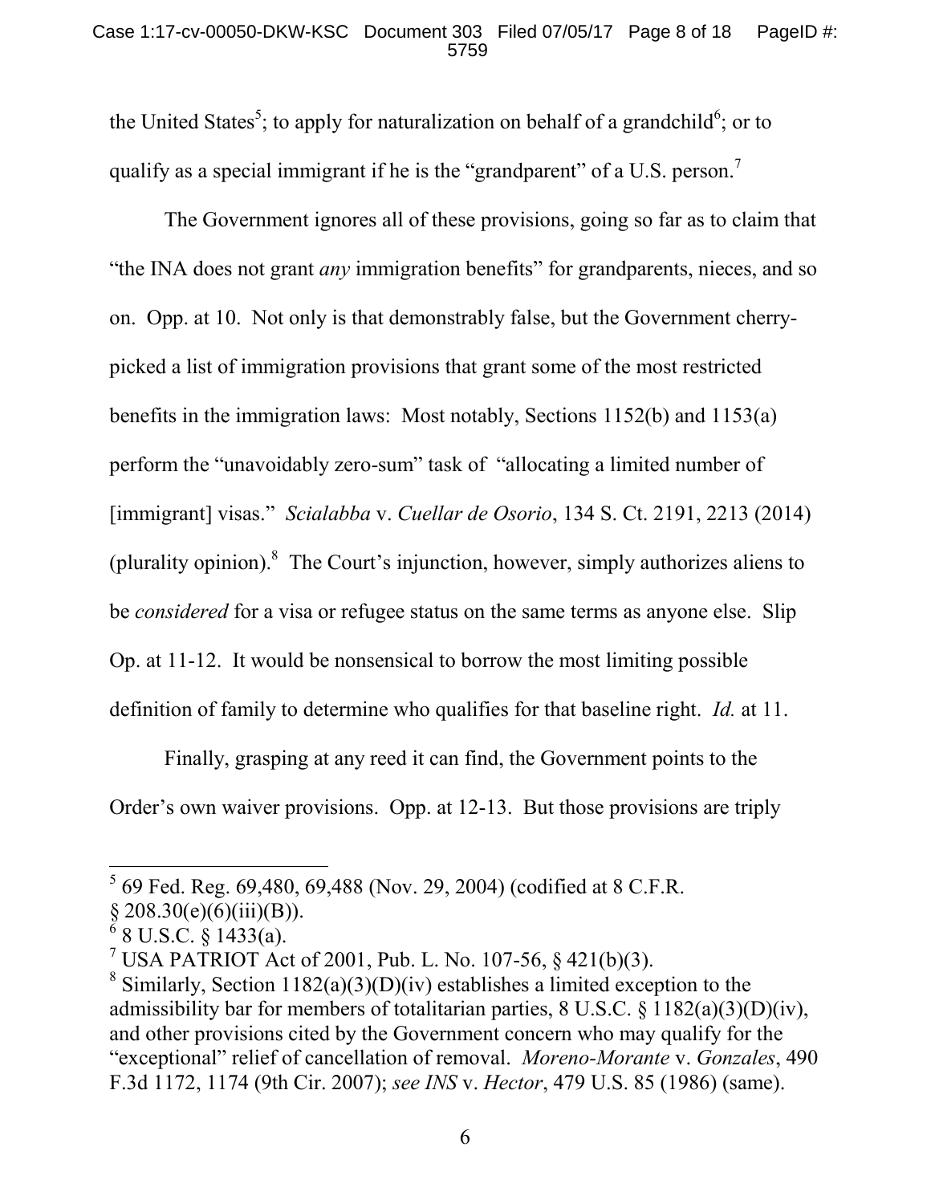the United States[5]; to apply for naturalization on behalf of a grandchild[6]; or to qualify as a special immigrant if he is the "grandparent" of a U.S. person.[7]

The Government ignores all of these provisions, going so far as to claim that "the INA does not grant *any* immigration benefits" for grandparents, nieces, and so on. Opp. at 10. Not only is that demonstrably false, but the Government cherry-picked a list of immigration provisions that grant some of the most restricted benefits in the immigration laws: Most notably, Sections 1152(b) and 1153(a) perform the "unavoidably zero-sum" task of "allocating a limited number of [immigrant] visas." *Scialabba* v. *Cuellar de Osorio*, 134 S. Ct. 2191, 2213 (2014) (plurality opinion).[8] The Court's injunction, however, simply authorizes aliens to be *considered* for a visa or refugee status on the same terms as anyone else. Slip Op. at 11-12. It would be nonsensical to borrow the most limiting possible definition of family to determine who qualifies for that baseline right. *Id.* at 11.

Finally, grasping at any reed it can find, the Government points to the Order's own waiver provisions. Opp. at 12-13. But those provisions are triply

---

[5] 69 Fed. Reg. 69,480, 69,488 (Nov. 29, 2004) (codified at 8 C.F.R. § 208.30(e)(6)(iii)(B)).

[6] 8 U.S.C. § 1433(a).

[7] USA PATRIOT Act of 2001, Pub. L. No. 107-56, § 421(b)(3).

[8] Similarly, Section 1182(a)(3)(D)(iv) establishes a limited exception to the admissibility bar for members of totalitarian parties, 8 U.S.C. § 1182(a)(3)(D)(iv), and other provisions cited by the Government concern who may qualify for the "exceptional" relief of cancellation of removal. *Moreno-Morante* v. *Gonzales*, 490 F.3d 1172, 1174 (9th Cir. 2007); *see INS* v. *Hector*, 479 U.S. 85 (1986) (same).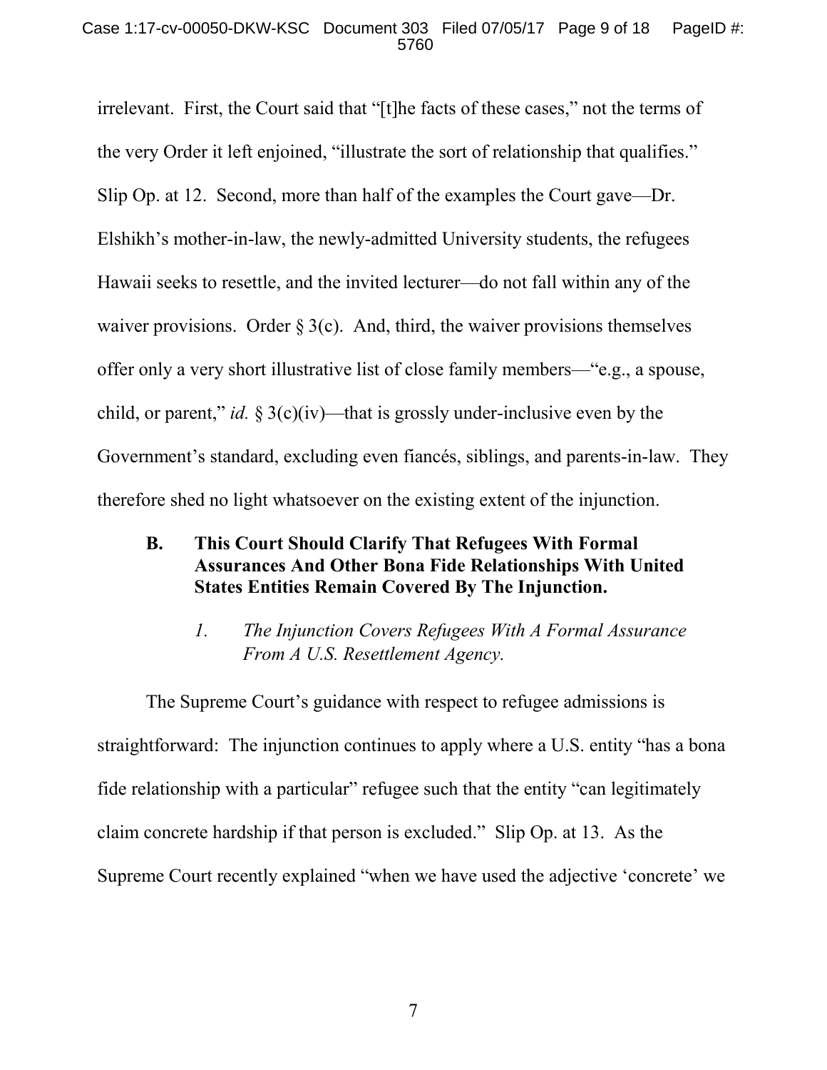irrelevant. First, the Court said that "[t]he facts of these cases," not the terms of the very Order it left enjoined, "illustrate the sort of relationship that qualifies." Slip Op. at 12. Second, more than half of the examples the Court gave—Dr. Elshikh's mother-in-law, the newly-admitted University students, the refugees Hawaii seeks to resettle, and the invited lecturer—do not fall within any of the waiver provisions. Order § 3(c). And, third, the waiver provisions themselves offer only a very short illustrative list of close family members—"e.g., a spouse, child, or parent," *id.* § 3(c)(iv)—that is grossly under-inclusive even by the Government's standard, excluding even fiancés, siblings, and parents-in-law. They therefore shed no light whatsoever on the existing extent of the injunction.

### B. This Court Should Clarify That Refugees With Formal Assurances And Other Bona Fide Relationships With United States Entities Remain Covered By The Injunction.

#### *1. The Injunction Covers Refugees With A Formal Assurance From A U.S. Resettlement Agency.*

The Supreme Court's guidance with respect to refugee admissions is straightforward: The injunction continues to apply where a U.S. entity "has a bona fide relationship with a particular" refugee such that the entity "can legitimately claim concrete hardship if that person is excluded." Slip Op. at 13. As the Supreme Court recently explained "when we have used the adjective 'concrete' we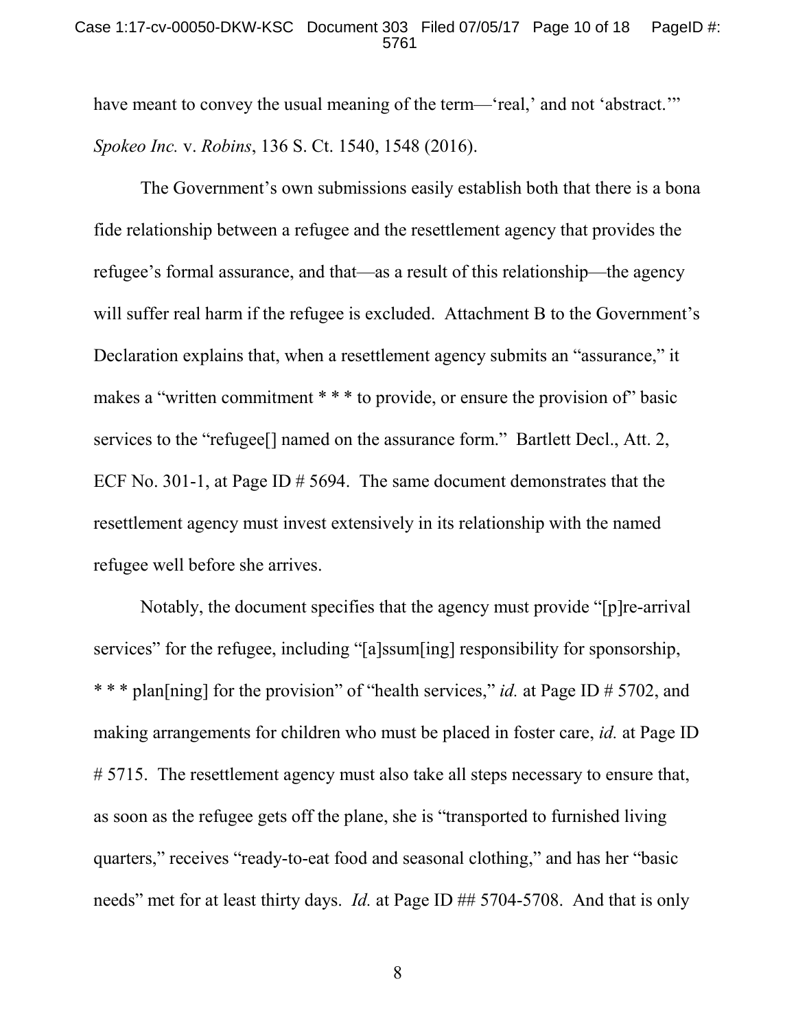have meant to convey the usual meaning of the term—'real,' and not 'abstract.'" *Spokeo Inc.* v. *Robins*, 136 S. Ct. 1540, 1548 (2016).

The Government's own submissions easily establish both that there is a bona fide relationship between a refugee and the resettlement agency that provides the refugee's formal assurance, and that—as a result of this relationship—the agency will suffer real harm if the refugee is excluded. Attachment B to the Government's Declaration explains that, when a resettlement agency submits an "assurance," it makes a "written commitment * * * to provide, or ensure the provision of" basic services to the "refugee[] named on the assurance form." Bartlett Decl., Att. 2, ECF No. 301-1, at Page ID # 5694. The same document demonstrates that the resettlement agency must invest extensively in its relationship with the named refugee well before she arrives.

Notably, the document specifies that the agency must provide "[p]re-arrival services" for the refugee, including "[a]ssum[ing] responsibility for sponsorship, * * * plan[ning] for the provision" of "health services," *id.* at Page ID # 5702, and making arrangements for children who must be placed in foster care, *id.* at Page ID # 5715. The resettlement agency must also take all steps necessary to ensure that, as soon as the refugee gets off the plane, she is "transported to furnished living quarters," receives "ready-to-eat food and seasonal clothing," and has her "basic needs" met for at least thirty days. *Id.* at Page ID ## 5704-5708. And that is only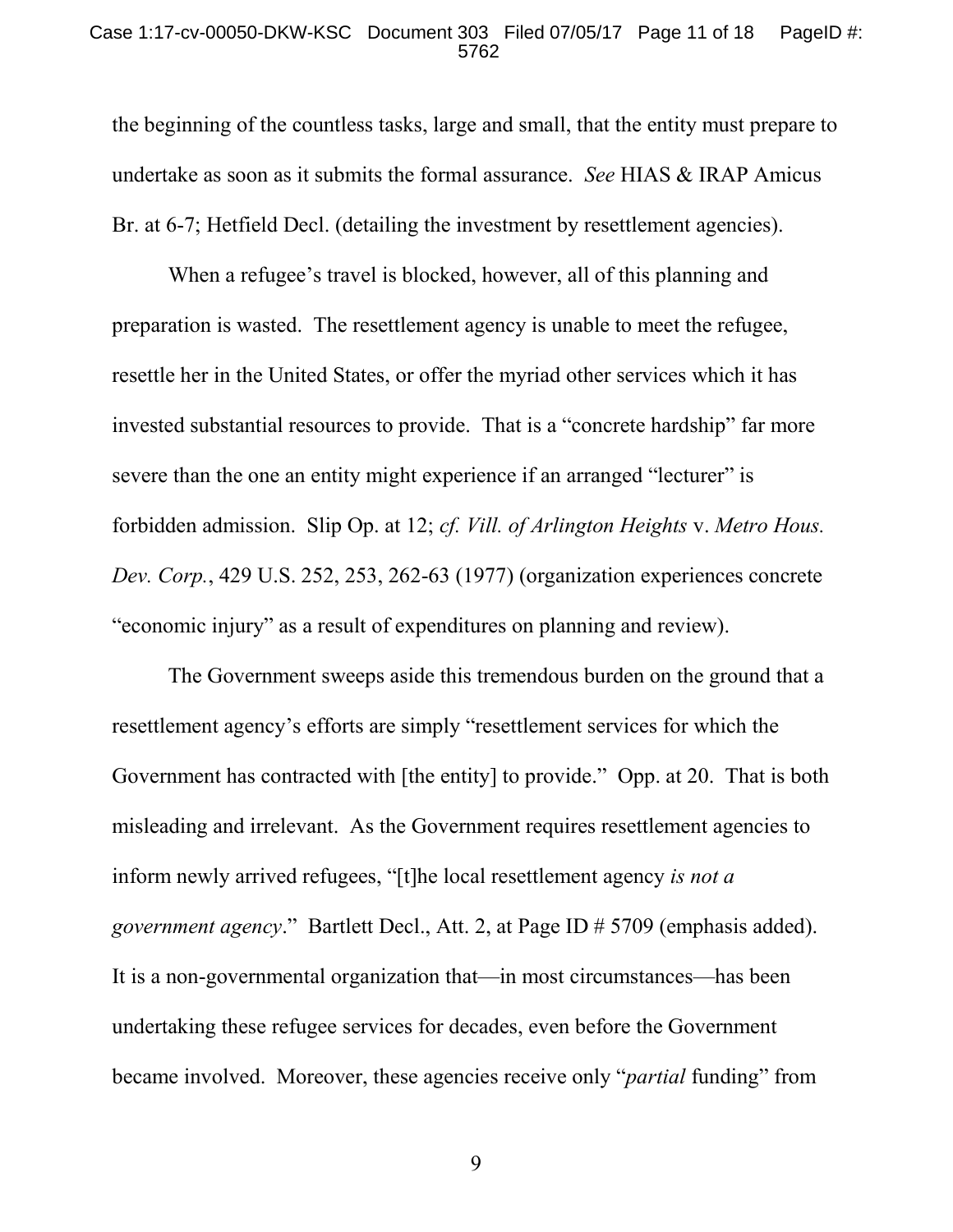the beginning of the countless tasks, large and small, that the entity must prepare to undertake as soon as it submits the formal assurance. *See* HIAS & IRAP Amicus Br. at 6-7; Hetfield Decl. (detailing the investment by resettlement agencies).

When a refugee's travel is blocked, however, all of this planning and preparation is wasted. The resettlement agency is unable to meet the refugee, resettle her in the United States, or offer the myriad other services which it has invested substantial resources to provide. That is a "concrete hardship" far more severe than the one an entity might experience if an arranged "lecturer" is forbidden admission. Slip Op. at 12; *cf. Vill. of Arlington Heights* v. *Metro Hous. Dev. Corp.*, 429 U.S. 252, 253, 262-63 (1977) (organization experiences concrete "economic injury" as a result of expenditures on planning and review).

The Government sweeps aside this tremendous burden on the ground that a resettlement agency's efforts are simply "resettlement services for which the Government has contracted with [the entity] to provide." Opp. at 20. That is both misleading and irrelevant. As the Government requires resettlement agencies to inform newly arrived refugees, "[t]he local resettlement agency *is not a government agency*." Bartlett Decl., Att. 2, at Page ID # 5709 (emphasis added). It is a non-governmental organization that—in most circumstances—has been undertaking these refugee services for decades, even before the Government became involved. Moreover, these agencies receive only "*partial* funding" from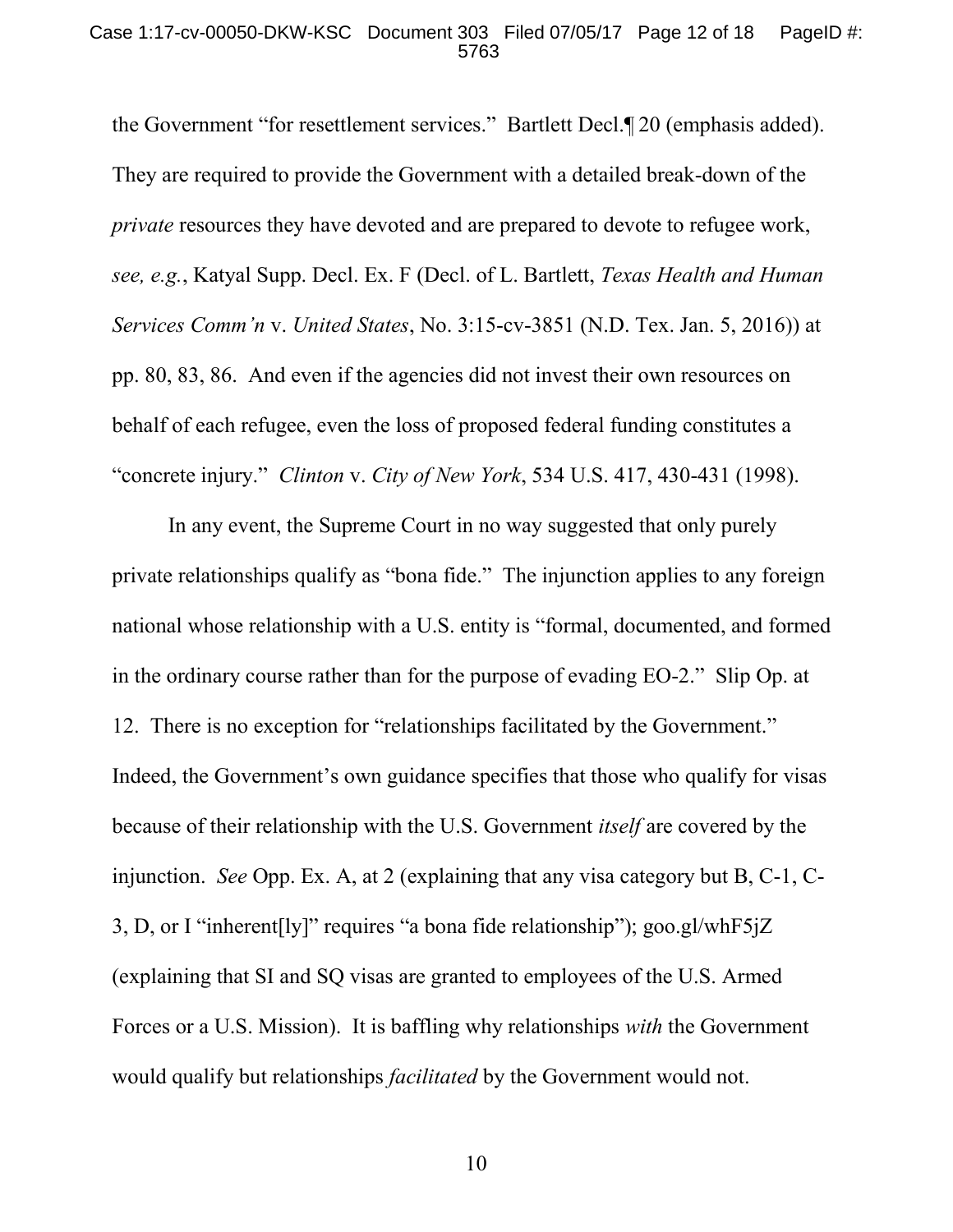the Government "for resettlement services." Bartlett Decl.¶ 20 (emphasis added). They are required to provide the Government with a detailed break-down of the *private* resources they have devoted and are prepared to devote to refugee work, *see, e.g.*, Katyal Supp. Decl. Ex. F (Decl. of L. Bartlett, *Texas Health and Human Services Comm'n* v. *United States*, No. 3:15-cv-3851 (N.D. Tex. Jan. 5, 2016)) at pp. 80, 83, 86. And even if the agencies did not invest their own resources on behalf of each refugee, even the loss of proposed federal funding constitutes a "concrete injury." *Clinton* v. *City of New York*, 534 U.S. 417, 430-431 (1998).

In any event, the Supreme Court in no way suggested that only purely private relationships qualify as "bona fide." The injunction applies to any foreign national whose relationship with a U.S. entity is "formal, documented, and formed in the ordinary course rather than for the purpose of evading EO-2." Slip Op. at 12. There is no exception for "relationships facilitated by the Government." Indeed, the Government's own guidance specifies that those who qualify for visas because of their relationship with the U.S. Government *itself* are covered by the injunction. *See* Opp. Ex. A, at 2 (explaining that any visa category but B, C-1, C-3, D, or I "inherent[ly]" requires "a bona fide relationship"); goo.gl/whF5jZ (explaining that SI and SQ visas are granted to employees of the U.S. Armed Forces or a U.S. Mission). It is baffling why relationships *with* the Government would qualify but relationships *facilitated* by the Government would not.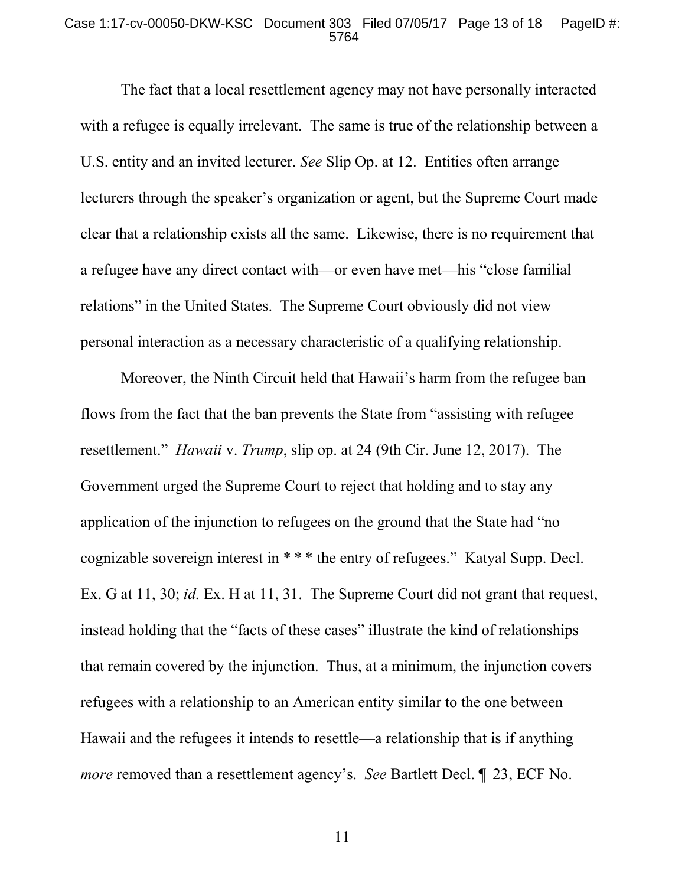The fact that a local resettlement agency may not have personally interacted with a refugee is equally irrelevant. The same is true of the relationship between a U.S. entity and an invited lecturer. *See* Slip Op. at 12. Entities often arrange lecturers through the speaker's organization or agent, but the Supreme Court made clear that a relationship exists all the same. Likewise, there is no requirement that a refugee have any direct contact with—or even have met—his "close familial relations" in the United States. The Supreme Court obviously did not view personal interaction as a necessary characteristic of a qualifying relationship.

Moreover, the Ninth Circuit held that Hawaii's harm from the refugee ban flows from the fact that the ban prevents the State from "assisting with refugee resettlement." *Hawaii* v. *Trump*, slip op. at 24 (9th Cir. June 12, 2017). The Government urged the Supreme Court to reject that holding and to stay any application of the injunction to refugees on the ground that the State had "no cognizable sovereign interest in * * * the entry of refugees." Katyal Supp. Decl. Ex. G at 11, 30; *id.* Ex. H at 11, 31. The Supreme Court did not grant that request, instead holding that the "facts of these cases" illustrate the kind of relationships that remain covered by the injunction. Thus, at a minimum, the injunction covers refugees with a relationship to an American entity similar to the one between Hawaii and the refugees it intends to resettle—a relationship that is if anything *more* removed than a resettlement agency's. *See* Bartlett Decl. ¶ 23, ECF No.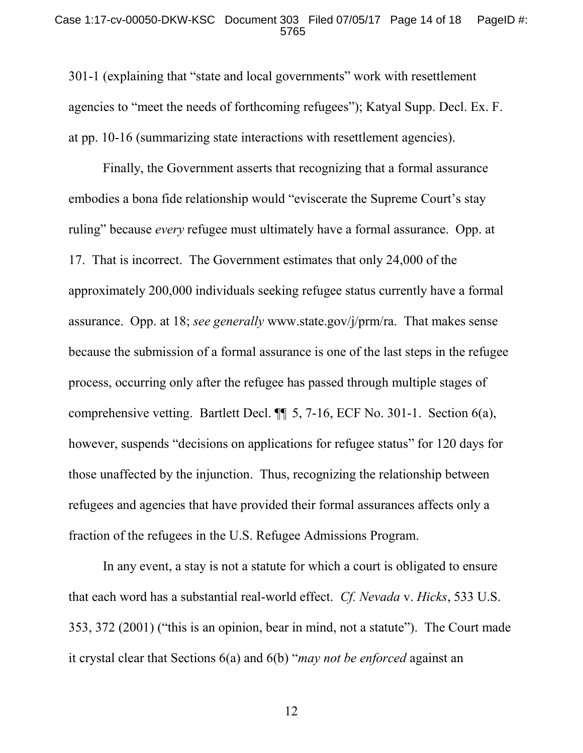301-1 (explaining that "state and local governments" work with resettlement agencies to "meet the needs of forthcoming refugees"); Katyal Supp. Decl. Ex. F. at pp. 10-16 (summarizing state interactions with resettlement agencies).

Finally, the Government asserts that recognizing that a formal assurance embodies a bona fide relationship would "eviscerate the Supreme Court's stay ruling" because *every* refugee must ultimately have a formal assurance. Opp. at 17. That is incorrect. The Government estimates that only 24,000 of the approximately 200,000 individuals seeking refugee status currently have a formal assurance. Opp. at 18; *see generally* www.state.gov/j/prm/ra. That makes sense because the submission of a formal assurance is one of the last steps in the refugee process, occurring only after the refugee has passed through multiple stages of comprehensive vetting. Bartlett Decl. ¶¶ 5, 7-16, ECF No. 301-1. Section 6(a), however, suspends "decisions on applications for refugee status" for 120 days for those unaffected by the injunction. Thus, recognizing the relationship between refugees and agencies that have provided their formal assurances affects only a fraction of the refugees in the U.S. Refugee Admissions Program.

In any event, a stay is not a statute for which a court is obligated to ensure that each word has a substantial real-world effect. *Cf. Nevada* v. *Hicks*, 533 U.S. 353, 372 (2001) ("this is an opinion, bear in mind, not a statute"). The Court made it crystal clear that Sections 6(a) and 6(b) "*may not be enforced* against an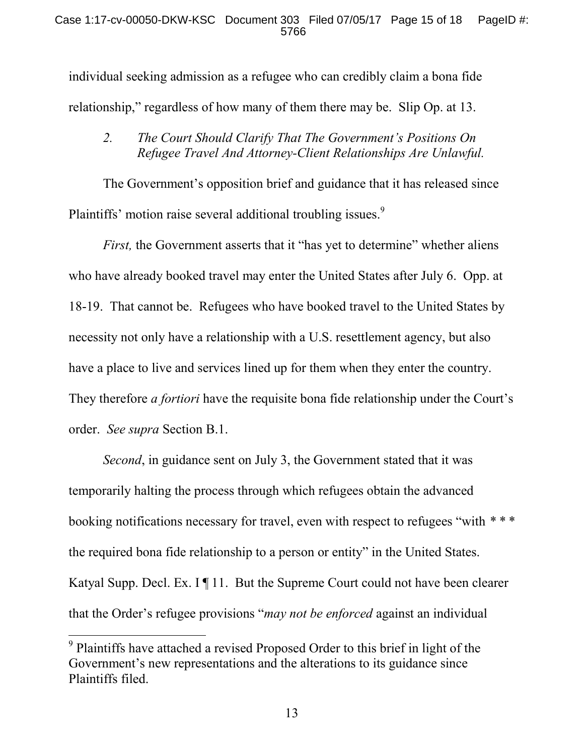individual seeking admission as a refugee who can credibly claim a bona fide relationship," regardless of how many of them there may be. Slip Op. at 13.

### 2. *The Court Should Clarify That The Government's Positions On Refugee Travel And Attorney-Client Relationships Are Unlawful.*

The Government's opposition brief and guidance that it has released since Plaintiffs' motion raise several additional troubling issues.[9]

*First,* the Government asserts that it "has yet to determine" whether aliens who have already booked travel may enter the United States after July 6. Opp. at 18-19. That cannot be. Refugees who have booked travel to the United States by necessity not only have a relationship with a U.S. resettlement agency, but also have a place to live and services lined up for them when they enter the country. They therefore *a fortiori* have the requisite bona fide relationship under the Court's order. *See supra* Section B.1.

*Second*, in guidance sent on July 3, the Government stated that it was temporarily halting the process through which refugees obtain the advanced booking notifications necessary for travel, even with respect to refugees "with * * * the required bona fide relationship to a person or entity" in the United States. Katyal Supp. Decl. Ex. I ¶ 11. But the Supreme Court could not have been clearer that the Order's refugee provisions "*may not be enforced* against an individual

[9] Plaintiffs have attached a revised Proposed Order to this brief in light of the Government's new representations and the alterations to its guidance since Plaintiffs filed.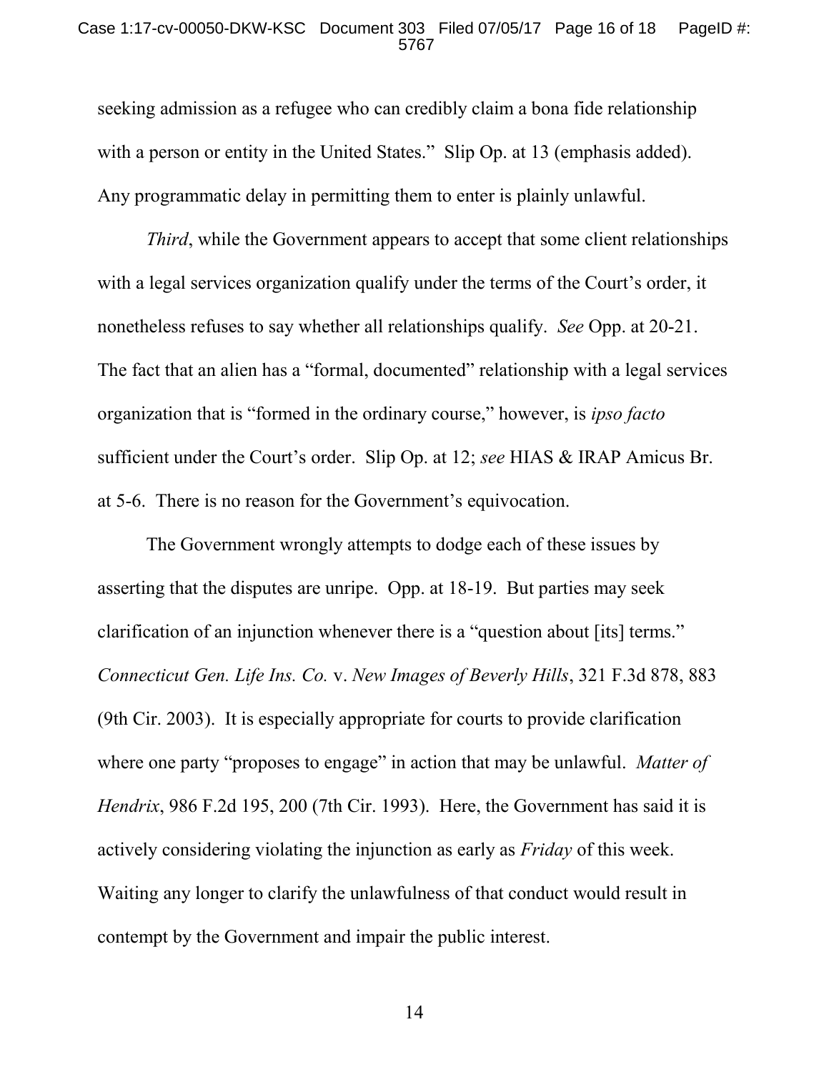seeking admission as a refugee who can credibly claim a bona fide relationship with a person or entity in the United States." Slip Op. at 13 (emphasis added). Any programmatic delay in permitting them to enter is plainly unlawful.

*Third*, while the Government appears to accept that some client relationships with a legal services organization qualify under the terms of the Court's order, it nonetheless refuses to say whether all relationships qualify. *See* Opp. at 20-21. The fact that an alien has a "formal, documented" relationship with a legal services organization that is "formed in the ordinary course," however, is *ipso facto* sufficient under the Court's order. Slip Op. at 12; *see* HIAS & IRAP Amicus Br. at 5-6. There is no reason for the Government's equivocation.

The Government wrongly attempts to dodge each of these issues by asserting that the disputes are unripe. Opp. at 18-19. But parties may seek clarification of an injunction whenever there is a "question about [its] terms." *Connecticut Gen. Life Ins. Co.* v. *New Images of Beverly Hills*, 321 F.3d 878, 883 (9th Cir. 2003). It is especially appropriate for courts to provide clarification where one party "proposes to engage" in action that may be unlawful. *Matter of Hendrix*, 986 F.2d 195, 200 (7th Cir. 1993). Here, the Government has said it is actively considering violating the injunction as early as *Friday* of this week. Waiting any longer to clarify the unlawfulness of that conduct would result in contempt by the Government and impair the public interest.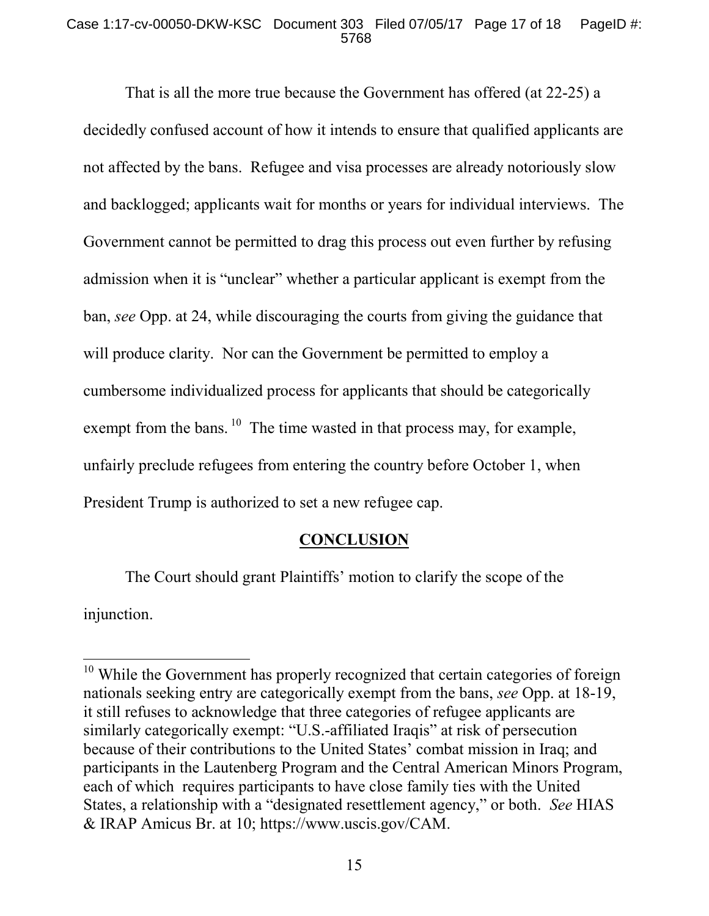That is all the more true because the Government has offered (at 22-25) a decidedly confused account of how it intends to ensure that qualified applicants are not affected by the bans. Refugee and visa processes are already notoriously slow and backlogged; applicants wait for months or years for individual interviews. The Government cannot be permitted to drag this process out even further by refusing admission when it is "unclear" whether a particular applicant is exempt from the ban, *see* Opp. at 24, while discouraging the courts from giving the guidance that will produce clarity. Nor can the Government be permitted to employ a cumbersome individualized process for applicants that should be categorically exempt from the bans.[10] The time wasted in that process may, for example, unfairly preclude refugees from entering the country before October 1, when President Trump is authorized to set a new refugee cap.

## CONCLUSION

The Court should grant Plaintiffs' motion to clarify the scope of the injunction.

---

[10] While the Government has properly recognized that certain categories of foreign nationals seeking entry are categorically exempt from the bans, *see* Opp. at 18-19, it still refuses to acknowledge that three categories of refugee applicants are similarly categorically exempt: "U.S.-affiliated Iraqis" at risk of persecution because of their contributions to the United States' combat mission in Iraq; and participants in the Lautenberg Program and the Central American Minors Program, each of which requires participants to have close family ties with the United States, a relationship with a "designated resettlement agency," or both. *See* HIAS & IRAP Amicus Br. at 10; https://www.uscis.gov/CAM.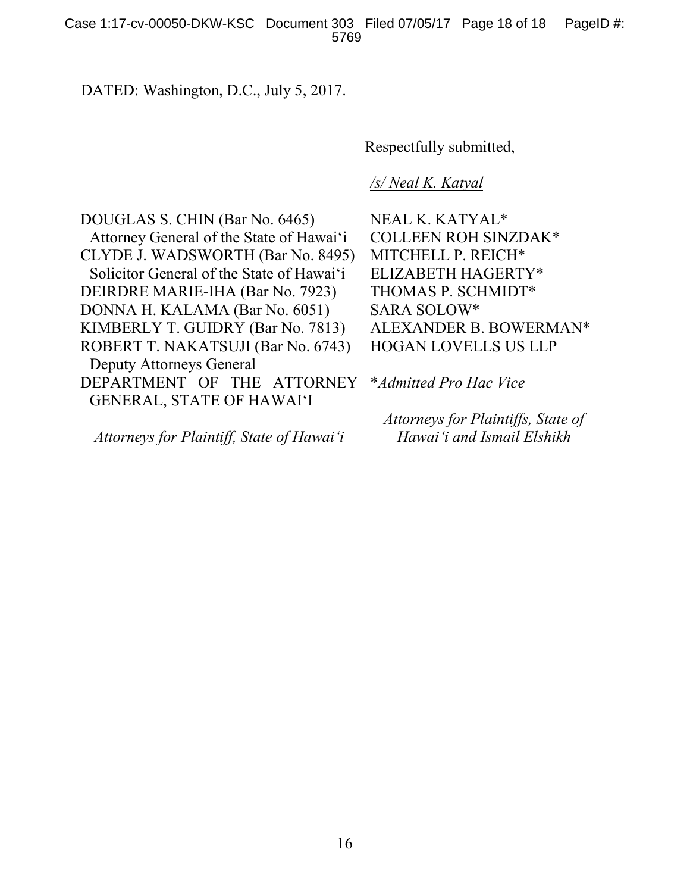DATED: Washington, D.C., July 5, 2017.

Respectfully submitted,

*/s/ Neal K. Katyal*

DOUGLAS S. CHIN (Bar No. 6465)
Attorney General of the State of Hawai‘i
CLYDE J. WADSWORTH (Bar No. 8495)
Solicitor General of the State of Hawai‘i
DEIRDRE MARIE-IHA (Bar No. 7923)
DONNA H. KALAMA (Bar No. 6051)
KIMBERLY T. GUIDRY (Bar No. 7813)
ROBERT T. NAKATSUJI (Bar No. 6743)
Deputy Attorneys General
DEPARTMENT OF THE ATTORNEY GENERAL, STATE OF HAWAI‘I

*Attorneys for Plaintiff, State of Hawai‘i*

NEAL K. KATYAL*
COLLEEN ROH SINZDAK*
MITCHELL P. REICH*
ELIZABETH HAGERTY*
THOMAS P. SCHMIDT*
SARA SOLOW*
ALEXANDER B. BOWERMAN*
HOGAN LOVELLS US LLP

*\*Admitted Pro Hac Vice*

*Attorneys for Plaintiffs, State of Hawai‘i and Ismail Elshikh*